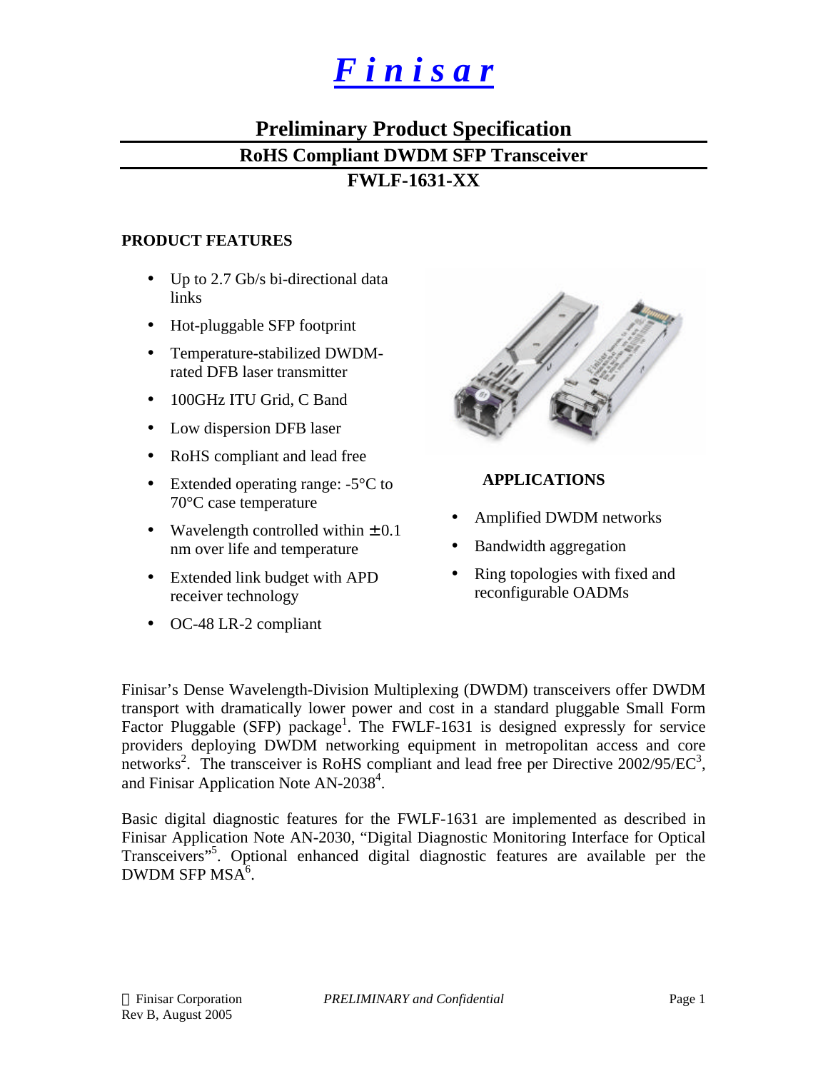# Finisar

## Preliminary Product Specification

### RoHS Compliant DWDM SFP Transceiver

### FWLF-1631-XX

**PRODUCT FEATURES**

- Up to 2.7 Gb/s bi-directional data links
- Hot-pluggable SFP footprint
- Temperature-stabilized DWDM-rated DFB laser transmitter
- 100GHz ITU Grid, C Band
- Low dispersion DFB laser
- RoHS compliant and lead free
- Extended operating range: -5°C to 70°C case temperature
- Wavelength controlled within ± 0.1 nm over life and temperature
- Extended link budget with APD receiver technology
- OC-48 LR-2 compliant

**APPLICATIONS**

- Amplified DWDM networks
- Bandwidth aggregation
- Ring topologies with fixed and reconfigurable OADMs

Finisar's Dense Wavelength-Division Multiplexing (DWDM) transceivers offer DWDM transport with dramatically lower power and cost in a standard pluggable Small Form Factor Pluggable (SFP) package[1]. The FWLF-1631 is designed expressly for service providers deploying DWDM networking equipment in metropolitan access and core networks[2]. The transceiver is RoHS compliant and lead free per Directive 2002/95/EC[3], and Finisar Application Note AN-2038[4].

Basic digital diagnostic features for the FWLF-1631 are implemented as described in Finisar Application Note AN-2030, "Digital Diagnostic Monitoring Interface for Optical Transceivers"[5]. Optional enhanced digital diagnostic features are available per the DWDM SFP MSA[6].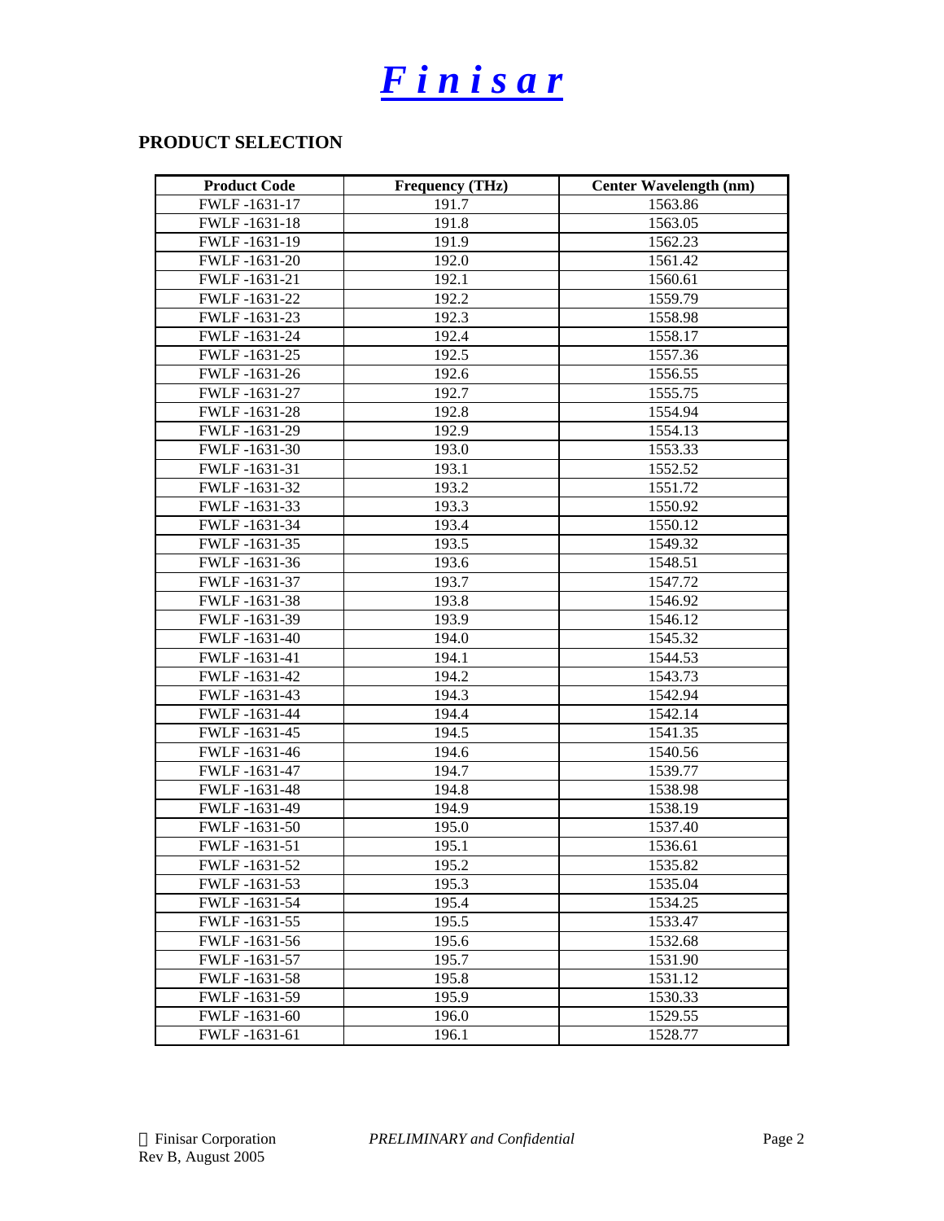# Finisar

## PRODUCT SELECTION

| Product Code | Frequency (THz) | Center Wavelength (nm) |
|---|---|---|
| FWLF -1631-17 | 191.7 | 1563.86 |
| FWLF -1631-18 | 191.8 | 1563.05 |
| FWLF -1631-19 | 191.9 | 1562.23 |
| FWLF -1631-20 | 192.0 | 1561.42 |
| FWLF -1631-21 | 192.1 | 1560.61 |
| FWLF -1631-22 | 192.2 | 1559.79 |
| FWLF -1631-23 | 192.3 | 1558.98 |
| FWLF -1631-24 | 192.4 | 1558.17 |
| FWLF -1631-25 | 192.5 | 1557.36 |
| FWLF -1631-26 | 192.6 | 1556.55 |
| FWLF -1631-27 | 192.7 | 1555.75 |
| FWLF -1631-28 | 192.8 | 1554.94 |
| FWLF -1631-29 | 192.9 | 1554.13 |
| FWLF -1631-30 | 193.0 | 1553.33 |
| FWLF -1631-31 | 193.1 | 1552.52 |
| FWLF -1631-32 | 193.2 | 1551.72 |
| FWLF -1631-33 | 193.3 | 1550.92 |
| FWLF -1631-34 | 193.4 | 1550.12 |
| FWLF -1631-35 | 193.5 | 1549.32 |
| FWLF -1631-36 | 193.6 | 1548.51 |
| FWLF -1631-37 | 193.7 | 1547.72 |
| FWLF -1631-38 | 193.8 | 1546.92 |
| FWLF -1631-39 | 193.9 | 1546.12 |
| FWLF -1631-40 | 194.0 | 1545.32 |
| FWLF -1631-41 | 194.1 | 1544.53 |
| FWLF -1631-42 | 194.2 | 1543.73 |
| FWLF -1631-43 | 194.3 | 1542.94 |
| FWLF -1631-44 | 194.4 | 1542.14 |
| FWLF -1631-45 | 194.5 | 1541.35 |
| FWLF -1631-46 | 194.6 | 1540.56 |
| FWLF -1631-47 | 194.7 | 1539.77 |
| FWLF -1631-48 | 194.8 | 1538.98 |
| FWLF -1631-49 | 194.9 | 1538.19 |
| FWLF -1631-50 | 195.0 | 1537.40 |
| FWLF -1631-51 | 195.1 | 1536.61 |
| FWLF -1631-52 | 195.2 | 1535.82 |
| FWLF -1631-53 | 195.3 | 1535.04 |
| FWLF -1631-54 | 195.4 | 1534.25 |
| FWLF -1631-55 | 195.5 | 1533.47 |
| FWLF -1631-56 | 195.6 | 1532.68 |
| FWLF -1631-57 | 195.7 | 1531.90 |
| FWLF -1631-58 | 195.8 | 1531.12 |
| FWLF -1631-59 | 195.9 | 1530.33 |
| FWLF -1631-60 | 196.0 | 1529.55 |
| FWLF -1631-61 | 196.1 | 1528.77 |

 Finisar Corporation
Rev B, August 2005

*PRELIMINARY and Confidential*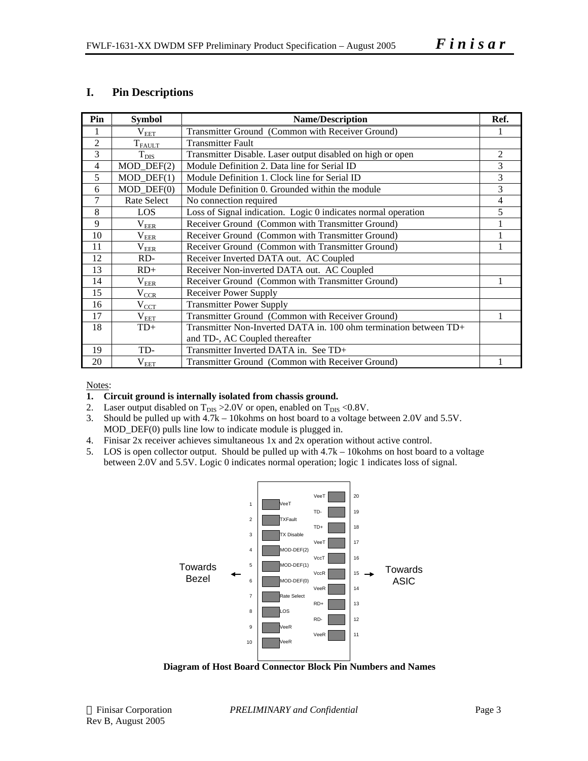# I. Pin Descriptions

| Pin | Symbol | Name/Description | Ref. |
|---|---|---|---|
| 1 | $V_{EET}$ | Transmitter Ground (Common with Receiver Ground) | 1 |
| 2 | $T_{FAULT}$ | Transmitter Fault | |
| 3 | $T_{DIS}$ | Transmitter Disable. Laser output disabled on high or open | 2 |
| 4 | MOD_DEF(2) | Module Definition 2. Data line for Serial ID | 3 |
| 5 | MOD_DEF(1) | Module Definition 1. Clock line for Serial ID | 3 |
| 6 | MOD_DEF(0) | Module Definition 0. Grounded within the module | 3 |
| 7 | Rate Select | No connection required | 4 |
| 8 | LOS | Loss of Signal indication. Logic 0 indicates normal operation | 5 |
| 9 | $V_{EER}$ | Receiver Ground (Common with Transmitter Ground) | 1 |
| 10 | $V_{EER}$ | Receiver Ground (Common with Transmitter Ground) | 1 |
| 11 | $V_{EER}$ | Receiver Ground (Common with Transmitter Ground) | 1 |
| 12 | RD- | Receiver Inverted DATA out. AC Coupled | |
| 13 | RD+ | Receiver Non-inverted DATA out. AC Coupled | |
| 14 | $V_{EER}$ | Receiver Ground (Common with Transmitter Ground) | 1 |
| 15 | $V_{CCR}$ | Receiver Power Supply | |
| 16 | $V_{CCT}$ | Transmitter Power Supply | |
| 17 | $V_{EET}$ | Transmitter Ground (Common with Receiver Ground) | 1 |
| 18 | TD+ | Transmitter Non-Inverted DATA in. 100 ohm termination between TD+ and TD-, AC Coupled thereafter | |
| 19 | TD- | Transmitter Inverted DATA in. See TD+ | |
| 20 | $V_{EET}$ | Transmitter Ground (Common with Receiver Ground) | 1 |

Notes:

1. **Circuit ground is internally isolated from chassis ground.**
2. Laser output disabled on $T_{DIS}$ >2.0V or open, enabled on $T_{DIS}$ <0.8V.
3. Should be pulled up with 4.7k – 10kohms on host board to a voltage between 2.0V and 5.5V. MOD_DEF(0) pulls line low to indicate module is plugged in.
4. Finisar 2x receiver achieves simultaneous 1x and 2x operation without active control.
5. LOS is open collector output. Should be pulled up with 4.7k – 10kohms on host board to a voltage between 2.0V and 5.5V. Logic 0 indicates normal operation; logic 1 indicates loss of signal.

Towards Bezel

1 VeeT
2 TXFault
3 TX Disable
4 MOD-DEF(2)
5 MOD-DEF(1)
6 MOD-DEF(0)
7 Rate Select
8 LOS
9 VeeR
10 VeeR

20 VeeT
19 TD-
18 TD+
17 VeeT
16 VccT
15 VccR
14 VeeR
13 RD+
12 RD-
11 VeeR

Towards ASIC

**Diagram of Host Board Connector Block Pin Numbers and Names**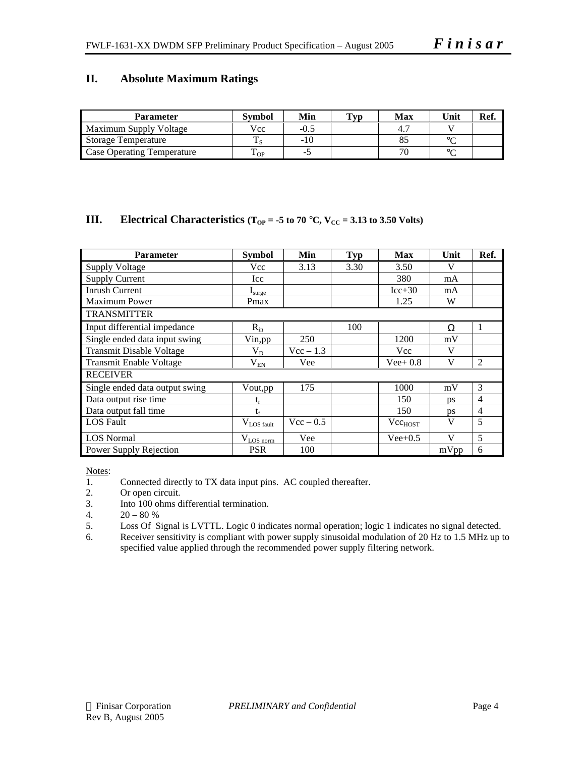## II. Absolute Maximum Ratings

| Parameter | Symbol | Min | Typ | Max | Unit | Ref. |
|---|---|---|---|---|---|---|
| Maximum Supply Voltage | Vcc | -0.5 | | 4.7 | V | |
| Storage Temperature | $T_S$ | -10 | | 85 | °C | |
| Case Operating Temperature | $T_{OP}$ | -5 | | 70 | °C | |

## III. Electrical Characteristics ($T_{OP}$ = -5 to 70 °C, $V_{CC}$ = 3.13 to 3.50 Volts)

| Parameter | Symbol | Min | Typ | Max | Unit | Ref. |
|---|---|---|---|---|---|---|
| Supply Voltage | Vcc | 3.13 | 3.30 | 3.50 | V | |
| Supply Current | Icc | | | 380 | mA | |
| Inrush Current | $I_{surge}$ | | | Icc+30 | mA | |
| Maximum Power | Pmax | | | 1.25 | W | |
| TRANSMITTER | | | | | | |
| Input differential impedance | $R_{in}$ | | 100 | | Ω | 1 |
| Single ended data input swing | Vin,pp | 250 | | 1200 | mV | |
| Transmit Disable Voltage | $V_D$ | Vcc – 1.3 | | Vcc | V | |
| Transmit Enable Voltage | $V_{EN}$ | Vee | | Vee+ 0.8 | V | 2 |
| RECEIVER | | | | | | |
| Single ended data output swing | Vout,pp | 175 | | 1000 | mV | 3 |
| Data output rise time | $t_r$ | | | 150 | ps | 4 |
| Data output fall time | $t_f$ | | | 150 | ps | 4 |
| LOS Fault | $V_{LOS\ fault}$ | Vcc – 0.5 | | $Vcc_{HOST}$ | V | 5 |
| LOS Normal | $V_{LOS\ norm}$ | Vee | | Vee+0.5 | V | 5 |
| Power Supply Rejection | PSR | 100 | | | mVpp | 6 |

Notes:
1. Connected directly to TX data input pins. AC coupled thereafter.
2. Or open circuit.
3. Into 100 ohms differential termination.
4. 20 – 80 %
5. Loss Of Signal is LVTTL. Logic 0 indicates normal operation; logic 1 indicates no signal detected.
6. Receiver sensitivity is compliant with power supply sinusoidal modulation of 20 Hz to 1.5 MHz up to specified value applied through the recommended power supply filtering network.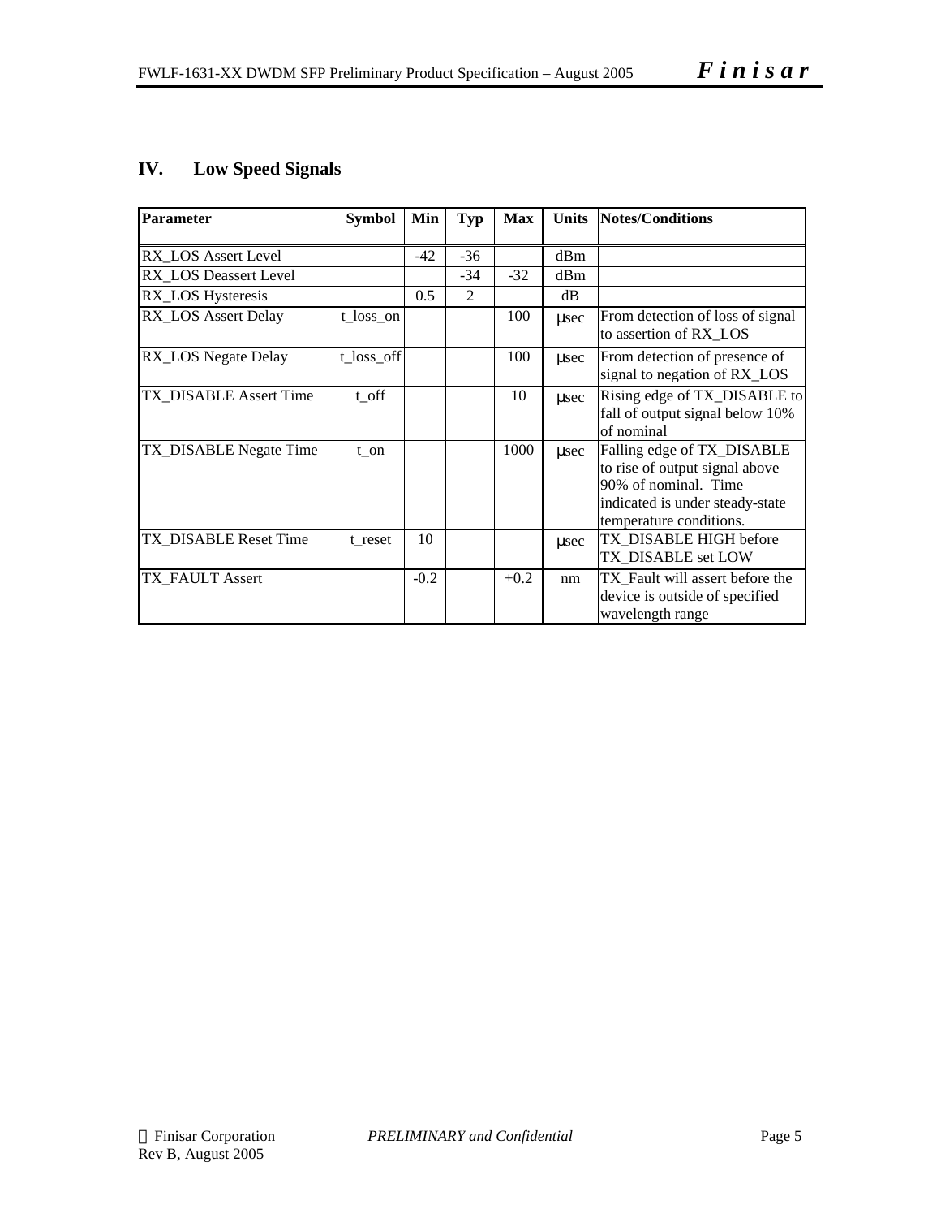## IV. Low Speed Signals

| Parameter | Symbol | Min | Typ | Max | Units | Notes/Conditions |
|---|---|---|---|---|---|---|
| RX_LOS Assert Level | | -42 | -36 | | dBm | |
| RX_LOS Deassert Level | | | -34 | -32 | dBm | |
| RX_LOS Hysteresis | | 0.5 | 2 | | dB | |
| RX_LOS Assert Delay | t_loss_on | | | 100 | µsec | From detection of loss of signal to assertion of RX_LOS |
| RX_LOS Negate Delay | t_loss_off | | | 100 | µsec | From detection of presence of signal to negation of RX_LOS |
| TX_DISABLE Assert Time | t_off | | | 10 | µsec | Rising edge of TX_DISABLE to fall of output signal below 10% of nominal |
| TX_DISABLE Negate Time | t_on | | | 1000 | µsec | Falling edge of TX_DISABLE to rise of output signal above 90% of nominal. Time indicated is under steady-state temperature conditions. |
| TX_DISABLE Reset Time | t_reset | 10 | | | µsec | TX_DISABLE HIGH before TX_DISABLE set LOW |
| TX_FAULT Assert | | -0.2 | | +0.2 | nm | TX_Fault will assert before the device is outside of specified wavelength range |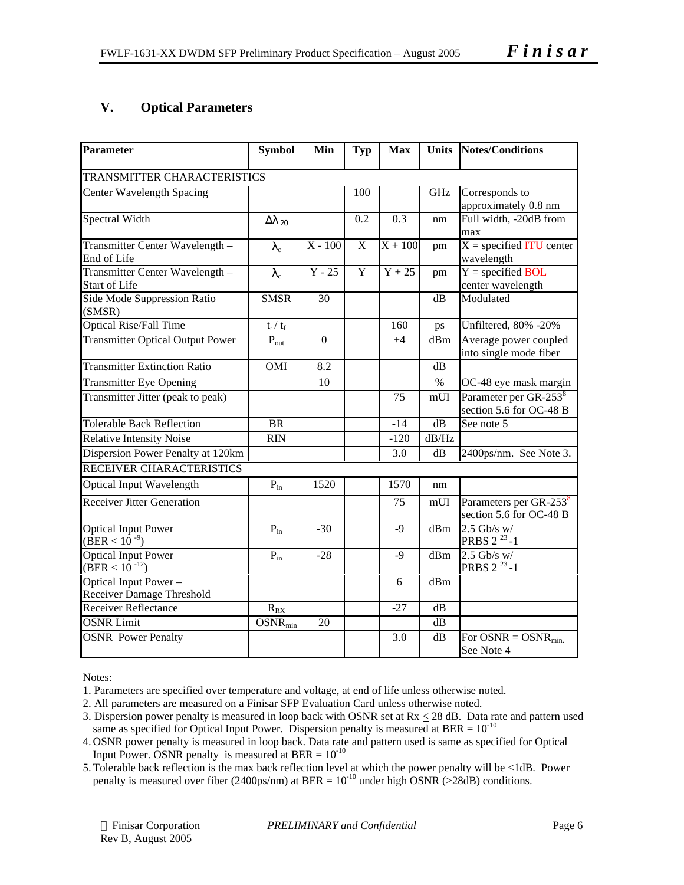## V. Optical Parameters

| Parameter | Symbol | Min | Typ | Max | Units | Notes/Conditions |
|---|---|---|---|---|---|---|
| TRANSMITTER CHARACTERISTICS | | | | | | |
| Center Wavelength Spacing | | | 100 | | GHz | Corresponds to approximately 0.8 nm |
| Spectral Width | $\Delta\lambda_{20}$ | | 0.2 | 0.3 | nm | Full width, -20dB from max |
| Transmitter Center Wavelength – End of Life | $\lambda_c$ | X - 100 | X | X + 100 | pm | X = specified ITU center wavelength |
| Transmitter Center Wavelength – Start of Life | $\lambda_c$ | Y - 25 | Y | Y + 25 | pm | Y = specified BOL center wavelength |
| Side Mode Suppression Ratio (SMSR) | SMSR | 30 | | | dB | Modulated |
| Optical Rise/Fall Time | $t_r$ / $t_f$ | | | 160 | ps | Unfiltered, 80% -20% |
| Transmitter Optical Output Power | $P_{out}$ | 0 | | +4 | dBm | Average power coupled into single mode fiber |
| Transmitter Extinction Ratio | OMI | 8.2 | | | dB | |
| Transmitter Eye Opening | | 10 | | | % | OC-48 eye mask margin |
| Transmitter Jitter (peak to peak) | | | | 75 | mUI | Parameter per GR-253[8] section 5.6 for OC-48 B |
| Tolerable Back Reflection | BR | | | -14 | dB | See note 5 |
| Relative Intensity Noise | RIN | | | -120 | dB/Hz | |
| Dispersion Power Penalty at 120km | | | | 3.0 | dB | 2400ps/nm. See Note 3. |
| RECEIVER CHARACTERISTICS | | | | | | |
| Optical Input Wavelength | $P_{in}$ | 1520 | | 1570 | nm | |
| Receiver Jitter Generation | | | | 75 | mUI | Parameters per GR-253[8] section 5.6 for OC-48 B |
| Optical Input Power (BER < $10^{-9}$) | $P_{in}$ | -30 | | -9 | dBm | 2.5 Gb/s w/ PRBS $2^{23}$-1 |
| Optical Input Power (BER < $10^{-12}$) | $P_{in}$ | -28 | | -9 | dBm | 2.5 Gb/s w/ PRBS $2^{23}$-1 |
| Optical Input Power – Receiver Damage Threshold | | | | 6 | dBm | |
| Receiver Reflectance | $R_{RX}$ | | | -27 | dB | |
| OSNR Limit | $OSNR_{min}$ | 20 | | | dB | |
| OSNR Power Penalty | | | | 3.0 | dB | For OSNR = $OSNR_{min.}$ See Note 4 |

Notes:

1. Parameters are specified over temperature and voltage, at end of life unless otherwise noted.
2. All parameters are measured on a Finisar SFP Evaluation Card unless otherwise noted.
3. Dispersion power penalty is measured in loop back with OSNR set at Rx ≤ 28 dB. Data rate and pattern used same as specified for Optical Input Power. Dispersion penalty is measured at BER = $10^{-10}$
4. OSNR power penalty is measured in loop back. Data rate and pattern used is same as specified for Optical Input Power. OSNR penalty is measured at BER = $10^{-10}$
5. Tolerable back reflection is the max back reflection level at which the power penalty will be <1dB. Power penalty is measured over fiber (2400ps/nm) at BER = $10^{-10}$ under high OSNR (>28dB) conditions.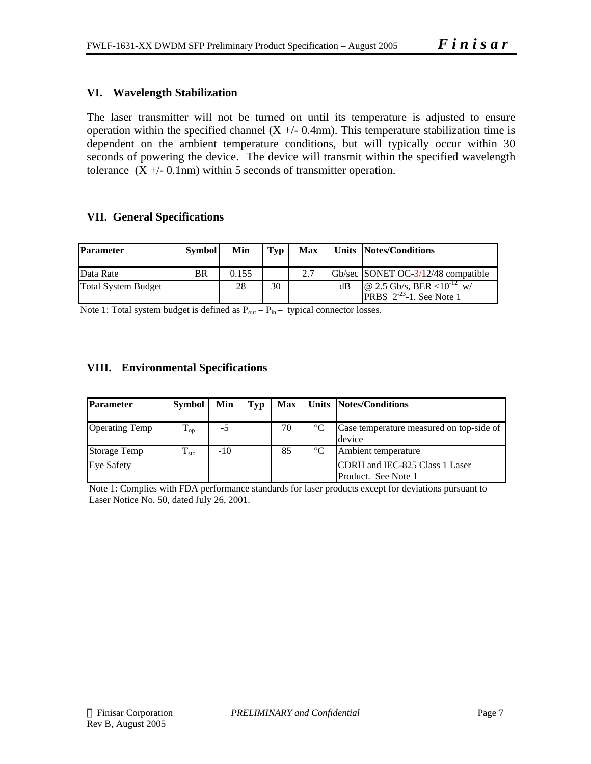## VI. Wavelength Stabilization

The laser transmitter will not be turned on until its temperature is adjusted to ensure operation within the specified channel (X +/- 0.4nm). This temperature stabilization time is dependent on the ambient temperature conditions, but will typically occur within 30 seconds of powering the device. The device will transmit within the specified wavelength tolerance (X +/- 0.1nm) within 5 seconds of transmitter operation.

## VII. General Specifications

| Parameter | Symbol | Min | Typ | Max | Units | Notes/Conditions |
|---|---|---|---|---|---|---|
| Data Rate | BR | 0.155 | | 2.7 | Gb/sec | SONET OC-3/12/48 compatible |
| Total System Budget | | 28 | 30 | | dB | @ 2.5 Gb/s, BER $<10^{-12}$ w/ PRBS $2^{-23}$-1. See Note 1 |

Note 1: Total system budget is defined as $P_{out} - P_{in} -$ typical connector losses.

## VIII. Environmental Specifications

| Parameter | Symbol | Min | Typ | Max | Units | Notes/Conditions |
|---|---|---|---|---|---|---|
| Operating Temp | $T_{op}$ | -5 | | 70 | °C | Case temperature measured on top-side of device |
| Storage Temp | $T_{sto}$ | -10 | | 85 | °C | Ambient temperature |
| Eye Safety | | | | | | CDRH and IEC-825 Class 1 Laser Product. See Note 1 |

Note 1: Complies with FDA performance standards for laser products except for deviations pursuant to Laser Notice No. 50, dated July 26, 2001.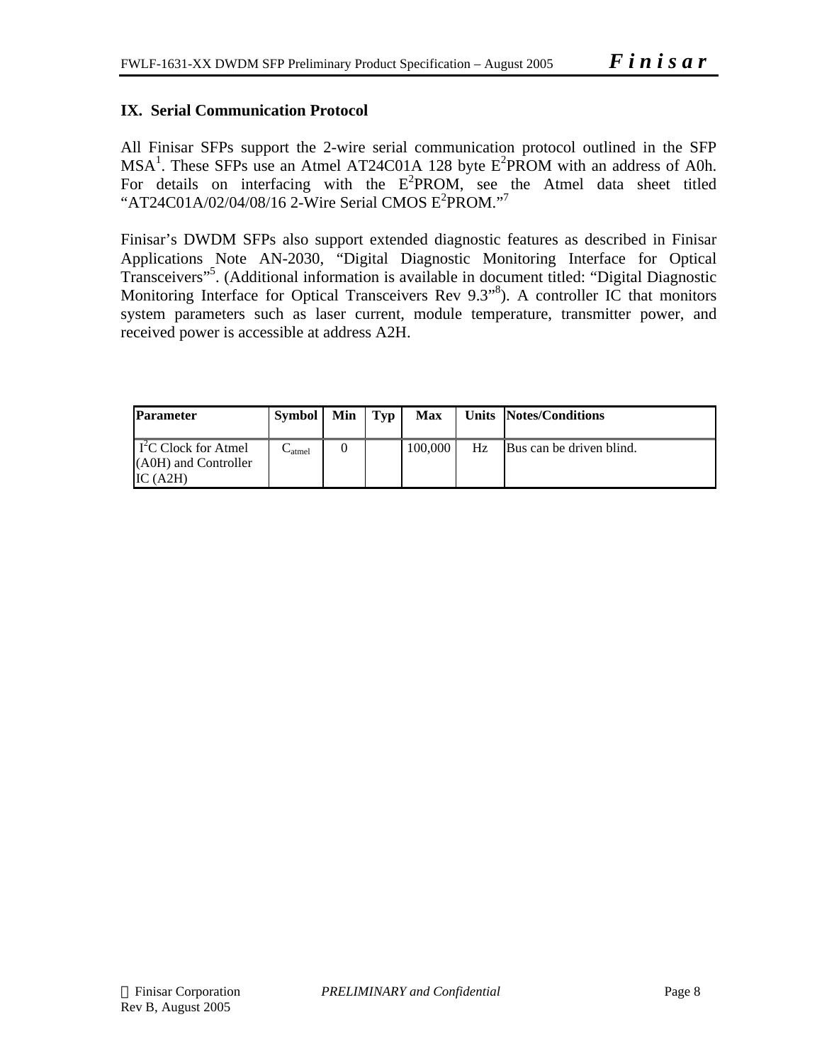## IX. Serial Communication Protocol

All Finisar SFPs support the 2-wire serial communication protocol outlined in the SFP MSA[1]. These SFPs use an Atmel AT24C01A 128 byte $E^2$PROM with an address of A0h. For details on interfacing with the $E^2$PROM, see the Atmel data sheet titled "AT24C01A/02/04/08/16 2-Wire Serial CMOS $E^2$PROM."[7]

Finisar's DWDM SFPs also support extended diagnostic features as described in Finisar Applications Note AN-2030, "Digital Diagnostic Monitoring Interface for Optical Transceivers"[5]. (Additional information is available in document titled: "Digital Diagnostic Monitoring Interface for Optical Transceivers Rev 9.3"[8]). A controller IC that monitors system parameters such as laser current, module temperature, transmitter power, and received power is accessible at address A2H.

| Parameter | Symbol | Min | Typ | Max | Units | Notes/Conditions |
|---|---|---|---|---|---|---|
| $I^2C$ Clock for Atmel (A0H) and Controller IC (A2H) | $C_{atmel}$ | 0 | | 100,000 | Hz | Bus can be driven blind. |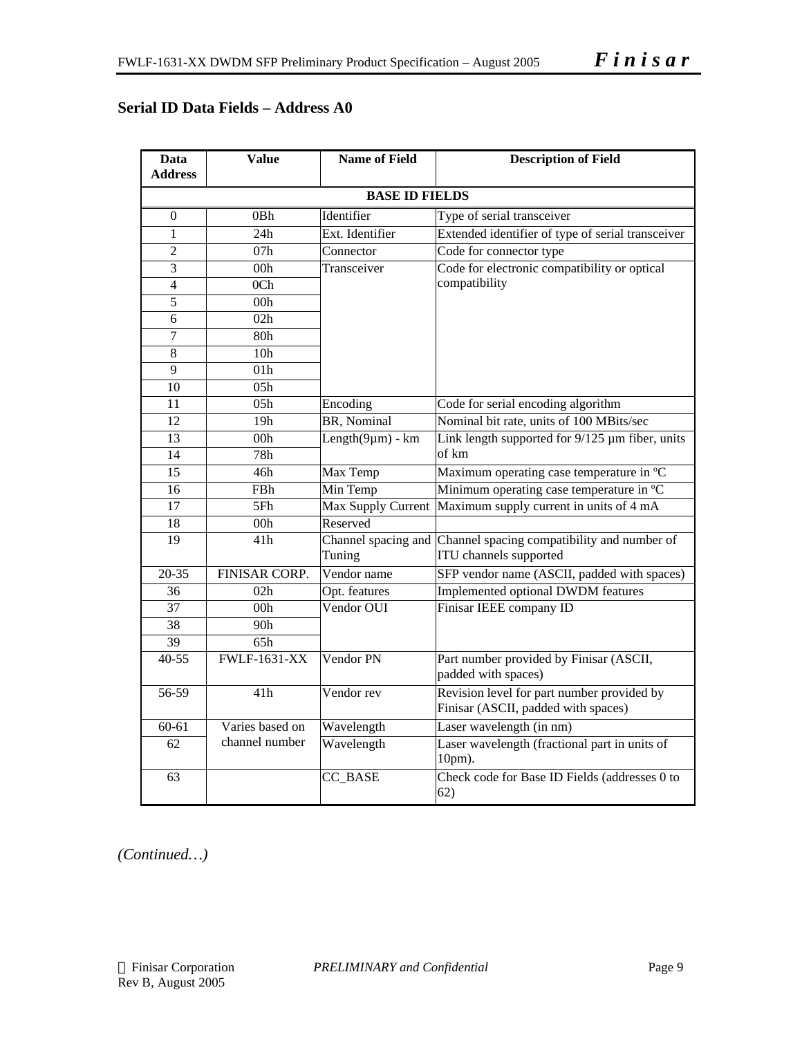## Serial ID Data Fields – Address A0

| Data Address | Value | Name of Field | Description of Field |
|---|---|---|---|
| **BASE ID FIELDS** | | | |
| 0 | 0Bh | Identifier | Type of serial transceiver |
| 1 | 24h | Ext. Identifier | Extended identifier of type of serial transceiver |
| 2 | 07h | Connector | Code for connector type |
| 3 | 00h | Transceiver | Code for electronic compatibility or optical compatibility |
| 4 | 0Ch | | |
| 5 | 00h | | |
| 6 | 02h | | |
| 7 | 80h | | |
| 8 | 10h | | |
| 9 | 01h | | |
| 10 | 05h | | |
| 11 | 05h | Encoding | Code for serial encoding algorithm |
| 12 | 19h | BR, Nominal | Nominal bit rate, units of 100 MBits/sec |
| 13 | 00h | Length(9μm) - km | Link length supported for 9/125 μm fiber, units of km |
| 14 | 78h | | |
| 15 | 46h | Max Temp | Maximum operating case temperature in ºC |
| 16 | FBh | Min Temp | Minimum operating case temperature in ºC |
| 17 | 5Fh | Max Supply Current | Maximum supply current in units of 4 mA |
| 18 | 00h | Reserved | |
| 19 | 41h | Channel spacing and Tuning | Channel spacing compatibility and number of ITU channels supported |
| 20-35 | FINISAR CORP. | Vendor name | SFP vendor name (ASCII, padded with spaces) |
| 36 | 02h | Opt. features | Implemented optional DWDM features |
| 37 | 00h | Vendor OUI | Finisar IEEE company ID |
| 38 | 90h | | |
| 39 | 65h | | |
| 40-55 | FWLF-1631-XX | Vendor PN | Part number provided by Finisar (ASCII, padded with spaces) |
| 56-59 | 41h | Vendor rev | Revision level for part number provided by Finisar (ASCII, padded with spaces) |
| 60-61 | Varies based on channel number | Wavelength | Laser wavelength (in nm) |
| 62 | | Wavelength | Laser wavelength (fractional part in units of 10pm). |
| 63 | | CC_BASE | Check code for Base ID Fields (addresses 0 to 62) |

*(Continued…)*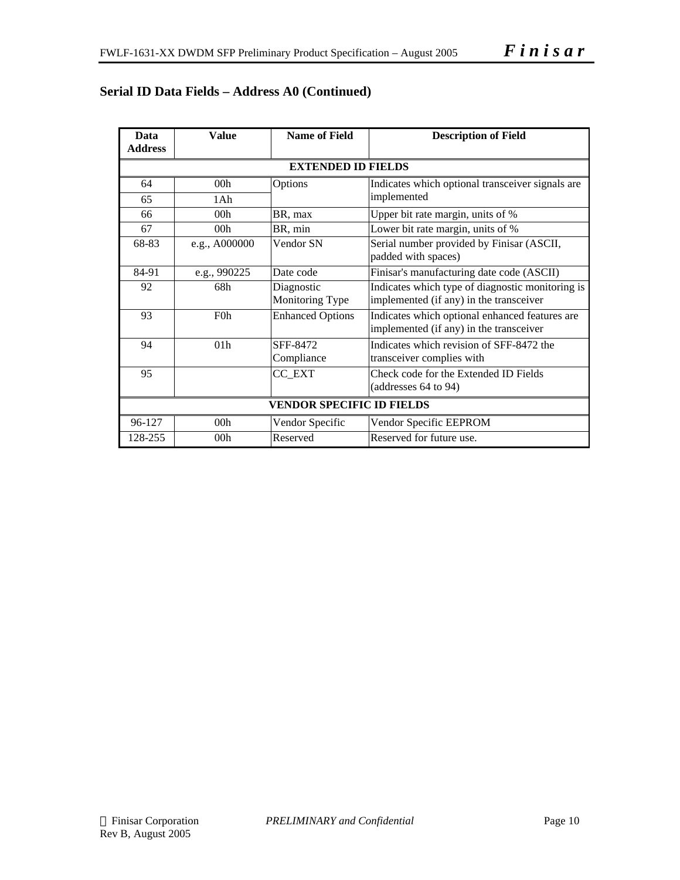## Serial ID Data Fields – Address A0 (Continued)

| Data Address | Value | Name of Field | Description of Field |
|---|---|---|---|
| **EXTENDED ID FIELDS** | | | |
| 64 | 00h | Options | Indicates which optional transceiver signals are implemented |
| 65 | 1Ah | | |
| 66 | 00h | BR, max | Upper bit rate margin, units of % |
| 67 | 00h | BR, min | Lower bit rate margin, units of % |
| 68-83 | e.g., A000000 | Vendor SN | Serial number provided by Finisar (ASCII, padded with spaces) |
| 84-91 | e.g., 990225 | Date code | Finisar's manufacturing date code (ASCII) |
| 92 | 68h | Diagnostic Monitoring Type | Indicates which type of diagnostic monitoring is implemented (if any) in the transceiver |
| 93 | F0h | Enhanced Options | Indicates which optional enhanced features are implemented (if any) in the transceiver |
| 94 | 01h | SFF-8472 Compliance | Indicates which revision of SFF-8472 the transceiver complies with |
| 95 | | CC_EXT | Check code for the Extended ID Fields (addresses 64 to 94) |
| **VENDOR SPECIFIC ID FIELDS** | | | |
| 96-127 | 00h | Vendor Specific | Vendor Specific EEPROM |
| 128-255 | 00h | Reserved | Reserved for future use. |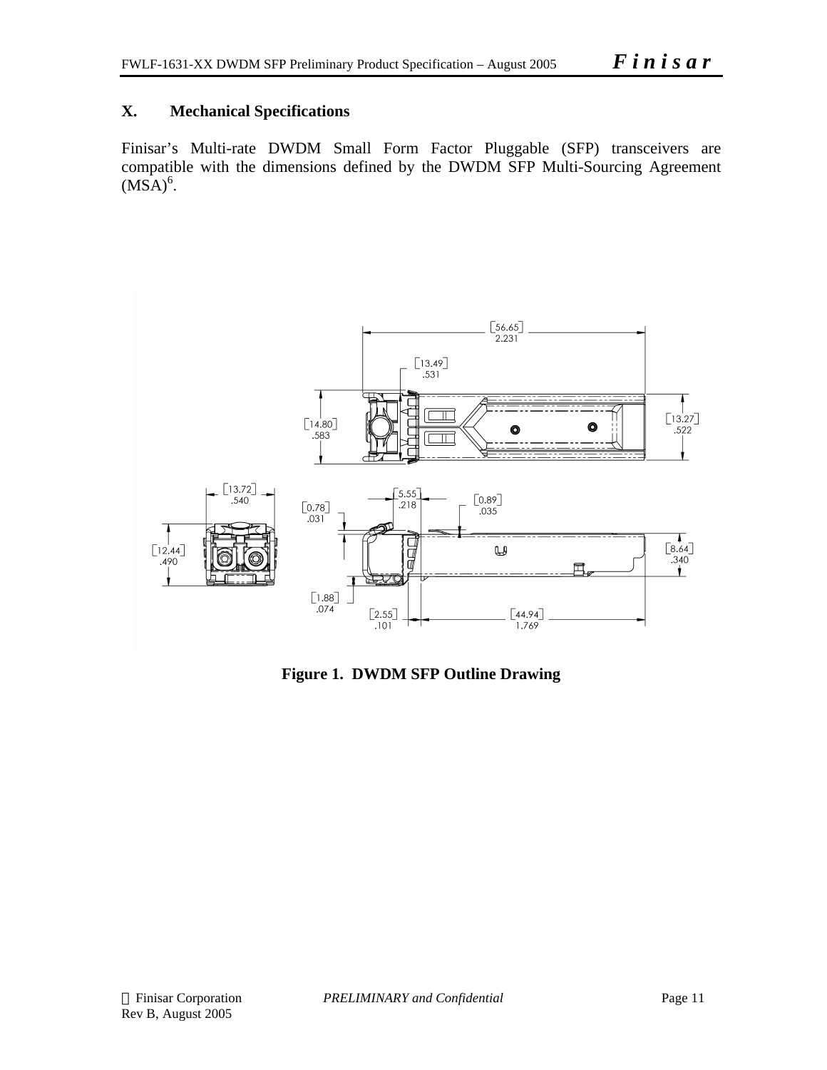## X. Mechanical Specifications

Finisar's Multi-rate DWDM Small Form Factor Pluggable (SFP) transceivers are compatible with the dimensions defined by the DWDM SFP Multi-Sourcing Agreement (MSA)[6].

[56.65] 2.231

[13.49] .531

[14.80] .583

[13.27] .522

[13.72] .540

[12.44] .490

[5.55] .218

[0.78] .031

[0.89] .035

[8.64] .340

[1.88] .074

[2.55] .101

[44.94] 1.769

**Figure 1. DWDM SFP Outline Drawing**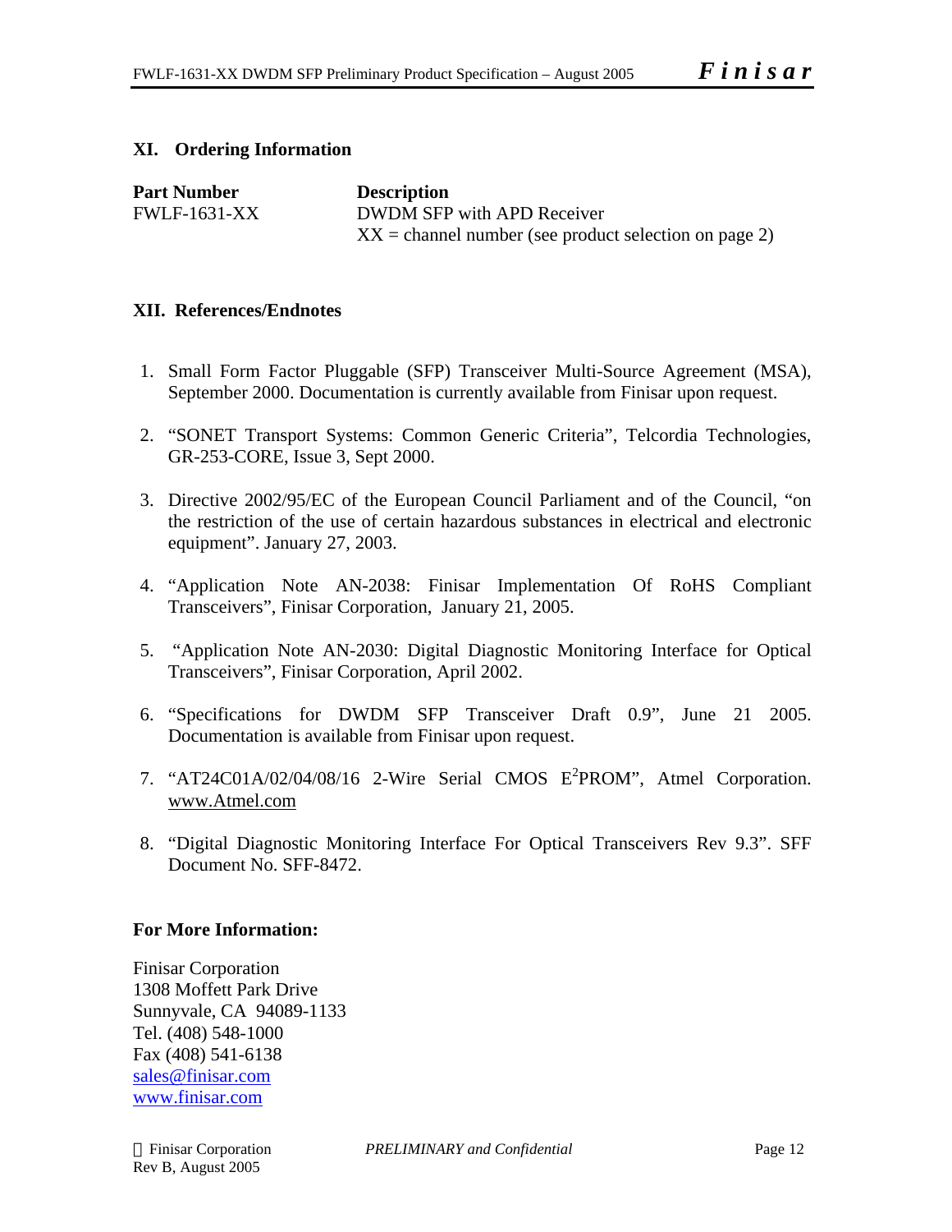## XI. Ordering Information

| Part Number | Description |
|---|---|
| FWLF-1631-XX | DWDM SFP with APD Receiver<br>XX = channel number (see product selection on page 2) |

## XII. References/Endnotes

1. Small Form Factor Pluggable (SFP) Transceiver Multi-Source Agreement (MSA), September 2000. Documentation is currently available from Finisar upon request.
2. "SONET Transport Systems: Common Generic Criteria", Telcordia Technologies, GR-253-CORE, Issue 3, Sept 2000.
3. Directive 2002/95/EC of the European Council Parliament and of the Council, "on the restriction of the use of certain hazardous substances in electrical and electronic equipment". January 27, 2003.
4. "Application Note AN-2038: Finisar Implementation Of RoHS Compliant Transceivers", Finisar Corporation, January 21, 2005.
5. "Application Note AN-2030: Digital Diagnostic Monitoring Interface for Optical Transceivers", Finisar Corporation, April 2002.
6. "Specifications for DWDM SFP Transceiver Draft 0.9", June 21 2005. Documentation is available from Finisar upon request.
7. "AT24C01A/02/04/08/16 2-Wire Serial CMOS $E^2$PROM", Atmel Corporation. www.Atmel.com
8. "Digital Diagnostic Monitoring Interface For Optical Transceivers Rev 9.3". SFF Document No. SFF-8472.

**For More Information:**

Finisar Corporation
1308 Moffett Park Drive
Sunnyvale, CA 94089-1133
Tel. (408) 548-1000
Fax (408) 541-6138
sales@finisar.com
www.finisar.com